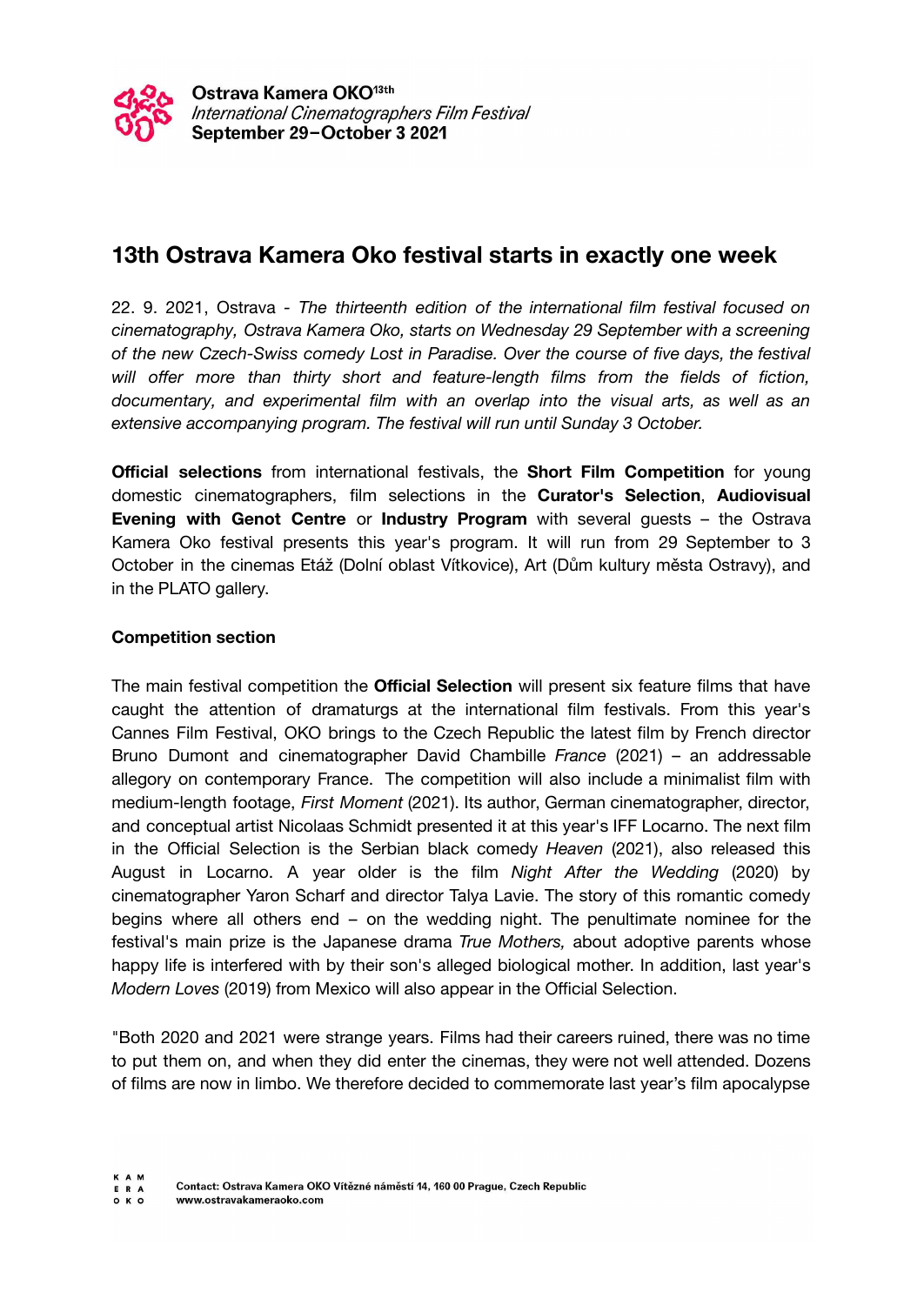# 13th Ostrava Kamera Oko festival starts in exactly one week

22. 9. 2021, Ostrava - *The thirteenth edition of the international film festival focused on cinematography, Ostrava Kamera Oko, starts on Wednesday 29 September with a screening of the new Czech-Swiss comedy Lost in Paradise. Over the course of five days, the festival will offer more than thirty short and feature-length films from the fields of fiction, documentary, and experimental film with an overlap into the visual arts, as well as an extensive accompanying program. The festival will run until Sunday 3 October.*

**Official selections** from international festivals, the **Short Film Competition** for young domestic cinematographers, film selections in the **Curator's Selection**, **Audiovisual Evening with Genot Centre** or **Industry Program** with several guests – the Ostrava Kamera Oko festival presents this year's program. It will run from 29 September to 3 October in the cinemas Etáž (Dolní oblast Vítkovice), Art (Dům kultury města Ostravy), and in the PLATO gallery.

**Competition section**

The main festival competition the **Official Selection** will present six feature films that have caught the attention of dramaturgs at the international film festivals. From this year's Cannes Film Festival, OKO brings to the Czech Republic the latest film by French director Bruno Dumont and cinematographer David Chambille *France* (2021) – an addressable allegory on contemporary France. The competition will also include a minimalist film with medium-length footage, *First Moment* (2021). Its author, German cinematographer, director, and conceptual artist Nicolaas Schmidt presented it at this year's IFF Locarno. The next film in the Official Selection is the Serbian black comedy *Heaven* (2021), also released this August in Locarno. A year older is the film *Night After the Wedding* (2020) by cinematographer Yaron Scharf and director Talya Lavie. The story of this romantic comedy begins where all others end – on the wedding night. The penultimate nominee for the festival's main prize is the Japanese drama *True Mothers,* about adoptive parents whose happy life is interfered with by their son's alleged biological mother. In addition, last year's *Modern Loves* (2019) from Mexico will also appear in the Official Selection.

"Both 2020 and 2021 were strange years. Films had their careers ruined, there was no time to put them on, and when they did enter the cinemas, they were not well attended. Dozens of films are now in limbo. We therefore decided to commemorate last year's film apocalypse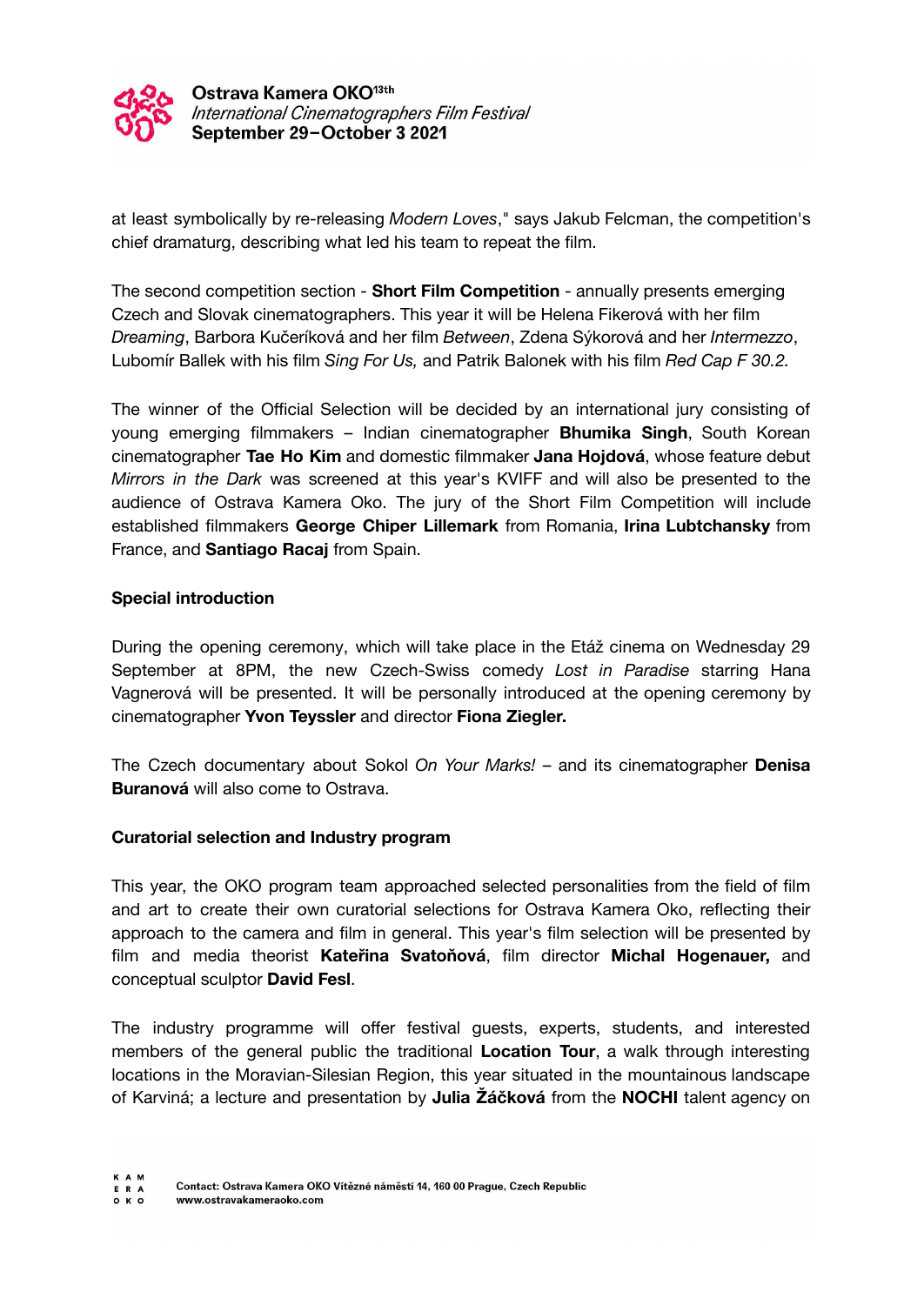at least symbolically by re-releasing *Modern Loves*," says Jakub Felcman, the competition's chief dramaturg, describing what led his team to repeat the film.

The second competition section - **Short Film Competition** - annually presents emerging Czech and Slovak cinematographers. This year it will be Helena Fikerová with her film *Dreaming*, Barbora Kučeríková and her film *Between*, Zdena Sýkorová and her *Intermezzo*, Lubomír Ballek with his film *Sing For Us,* and Patrik Balonek with his film *Red Cap F 30.2.*

The winner of the Official Selection will be decided by an international jury consisting of young emerging filmmakers – Indian cinematographer **Bhumika Singh**, South Korean cinematographer **Tae Ho Kim** and domestic filmmaker **Jana Hojdová**, whose feature debut *Mirrors in the Dark* was screened at this year's KVIFF and will also be presented to the audience of Ostrava Kamera Oko. The jury of the Short Film Competition will include established filmmakers **George Chiper Lillemark** from Romania, **Irina Lubtchansky** from France, and **Santiago Racaj** from Spain.

**Special introduction**

During the opening ceremony, which will take place in the Etáž cinema on Wednesday 29 September at 8PM, the new Czech-Swiss comedy *Lost in Paradise* starring Hana Vagnerová will be presented. It will be personally introduced at the opening ceremony by cinematographer **Yvon Teyssler** and director **Fiona Ziegler.**

The Czech documentary about Sokol *On Your Marks!* – and its cinematographer **Denisa Buranová** will also come to Ostrava.

**Curatorial selection and Industry program**

This year, the OKO program team approached selected personalities from the field of film and art to create their own curatorial selections for Ostrava Kamera Oko, reflecting their approach to the camera and film in general. This year's film selection will be presented by film and media theorist **Kateřina Svatoňová**, film director **Michal Hogenauer,** and conceptual sculptor **David Fesl**.

The industry programme will offer festival guests, experts, students, and interested members of the general public the traditional **Location Tour**, a walk through interesting locations in the Moravian-Silesian Region, this year situated in the mountainous landscape of Karviná; a lecture and presentation by **Julia Žáčková** from the **NOCHI** talent agency on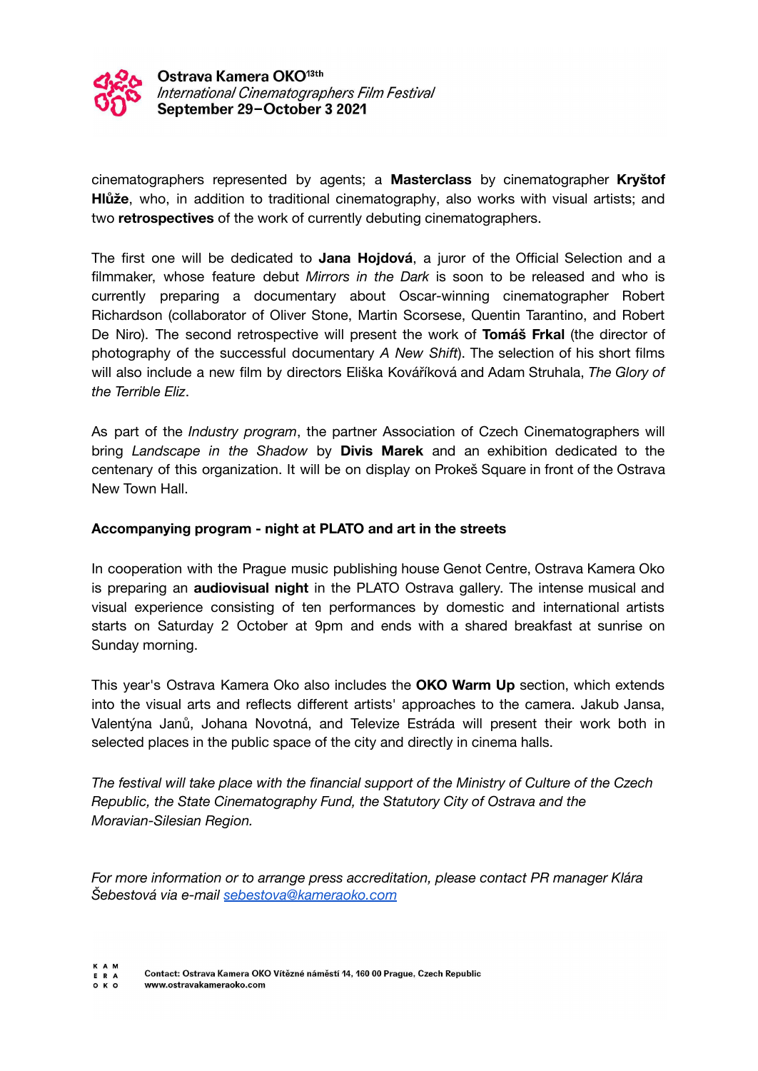cinematographers represented by agents; a **Masterclass** by cinematographer **Kryštof Hlůže**, who, in addition to traditional cinematography, also works with visual artists; and two **retrospectives** of the work of currently debuting cinematographers.

The first one will be dedicated to **Jana Hojdová**, a juror of the Official Selection and a filmmaker, whose feature debut *Mirrors in the Dark* is soon to be released and who is currently preparing a documentary about Oscar-winning cinematographer Robert Richardson (collaborator of Oliver Stone, Martin Scorsese, Quentin Tarantino, and Robert De Niro). The second retrospective will present the work of **Tomáš Frkal** (the director of photography of the successful documentary *A New Shift*). The selection of his short films will also include a new film by directors Eliška Kováříková and Adam Struhala, *The Glory of the Terrible Eliz*.

As part of the *Industry program*, the partner Association of Czech Cinematographers will bring *Landscape in the Shadow* by **Divis Marek** and an exhibition dedicated to the centenary of this organization. It will be on display on Prokeš Square in front of the Ostrava New Town Hall.

**Accompanying program - night at PLATO and art in the streets**

In cooperation with the Prague music publishing house Genot Centre, Ostrava Kamera Oko is preparing an **audiovisual night** in the PLATO Ostrava gallery. The intense musical and visual experience consisting of ten performances by domestic and international artists starts on Saturday 2 October at 9pm and ends with a shared breakfast at sunrise on Sunday morning.

This year's Ostrava Kamera Oko also includes the **OKO Warm Up** section, which extends into the visual arts and reflects different artists' approaches to the camera. Jakub Jansa, Valentýna Janů, Johana Novotná, and Televize Estráda will present their work both in selected places in the public space of the city and directly in cinema halls.

*The festival will take place with the financial support of the Ministry of Culture of the Czech Republic, the State Cinematography Fund, the Statutory City of Ostrava and the Moravian-Silesian Region.*

*For more information or to arrange press accreditation, please contact PR manager Klára Šebestová via e-mail [sebestova@kameraoko.com](mailto:sebestova@kameraoko.com)*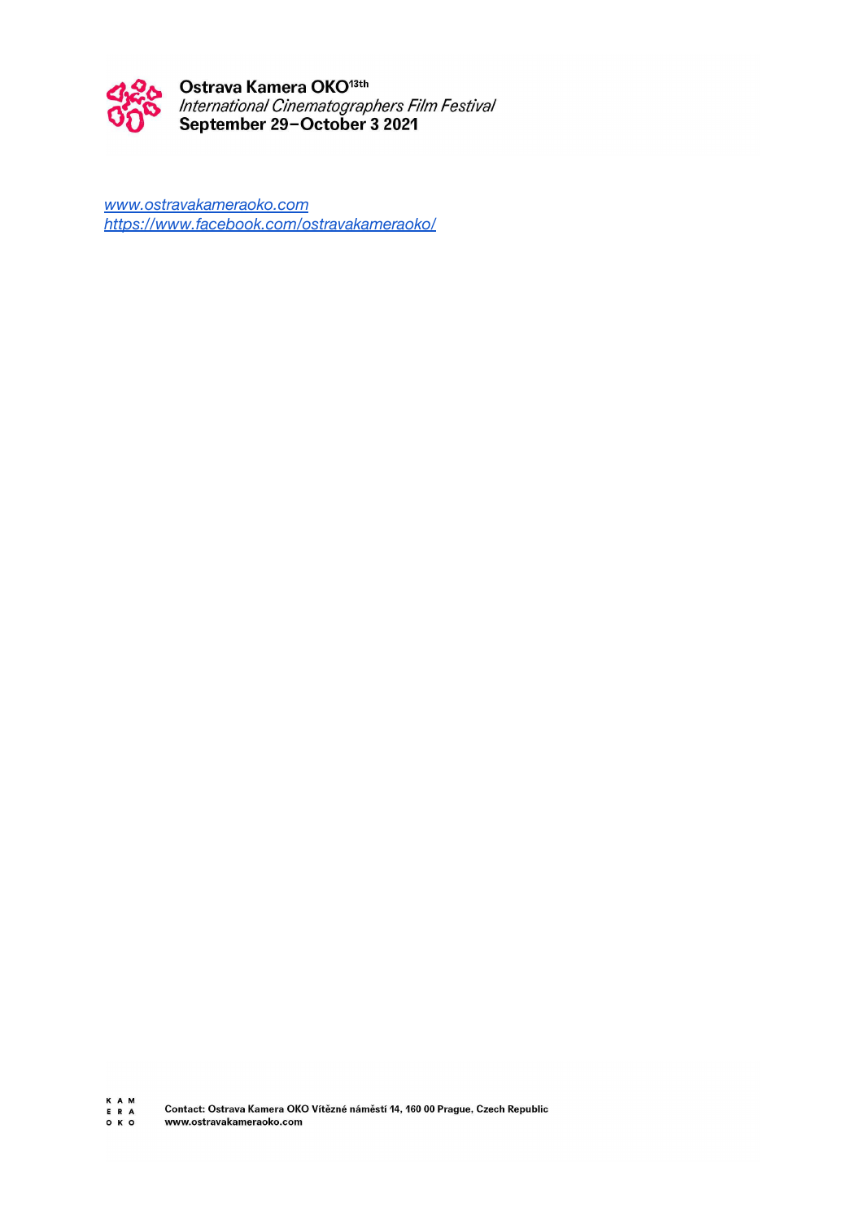[www.ostravakameraoko.com](http://www.ostravakameraoko.com)
[https://www.facebook.com/ostravakameraoko/](https://www.facebook.com/ostravakameraoko/)